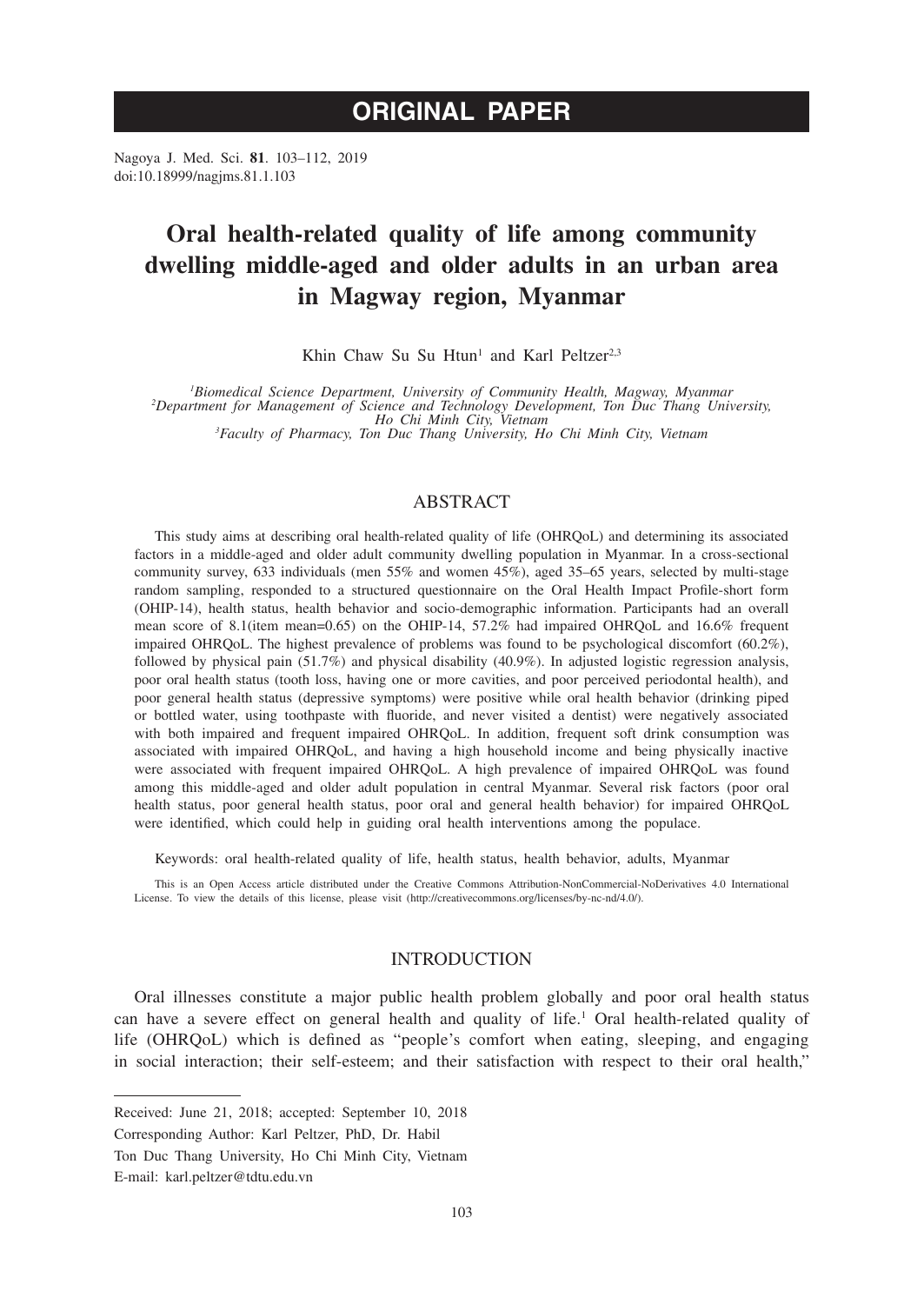## ORIGINAL PAPER

Nagoya J. Med. Sci. **81**. 103–112, 2019
doi:10.18999/nagjms.81.1.103

# Oral health-related quality of life among community dwelling middle-aged and older adults in an urban area in Magway region, Myanmar

Khin Chaw Su Su Htun[1] and Karl Peltzer[2,3]

[1]*Biomedical Science Department, University of Community Health, Magway, Myanmar*
[2]*Department for Management of Science and Technology Development, Ton Duc Thang University, Ho Chi Minh City, Vietnam*
[3]*Faculty of Pharmacy, Ton Duc Thang University, Ho Chi Minh City, Vietnam*

## ABSTRACT

This study aims at describing oral health-related quality of life (OHRQoL) and determining its associated factors in a middle-aged and older adult community dwelling population in Myanmar. In a cross-sectional community survey, 633 individuals (men 55% and women 45%), aged 35–65 years, selected by multi-stage random sampling, responded to a structured questionnaire on the Oral Health Impact Profile-short form (OHIP-14), health status, health behavior and socio-demographic information. Participants had an overall mean score of 8.1(item mean=0.65) on the OHIP-14, 57.2% had impaired OHRQoL and 16.6% frequent impaired OHRQoL. The highest prevalence of problems was found to be psychological discomfort (60.2%), followed by physical pain (51.7%) and physical disability (40.9%). In adjusted logistic regression analysis, poor oral health status (tooth loss, having one or more cavities, and poor perceived periodontal health), and poor general health status (depressive symptoms) were positive while oral health behavior (drinking piped or bottled water, using toothpaste with fluoride, and never visited a dentist) were negatively associated with both impaired and frequent impaired OHRQoL. In addition, frequent soft drink consumption was associated with impaired OHRQoL, and having a high household income and being physically inactive were associated with frequent impaired OHRQoL. A high prevalence of impaired OHRQoL was found among this middle-aged and older adult population in central Myanmar. Several risk factors (poor oral health status, poor general health status, poor oral and general health behavior) for impaired OHRQoL were identified, which could help in guiding oral health interventions among the populace.

Keywords: oral health-related quality of life, health status, health behavior, adults, Myanmar

This is an Open Access article distributed under the Creative Commons Attribution-NonCommercial-NoDerivatives 4.0 International License. To view the details of this license, please visit (http://creativecommons.org/licenses/by-nc-nd/4.0/).

## INTRODUCTION

Oral illnesses constitute a major public health problem globally and poor oral health status can have a severe effect on general health and quality of life.[1] Oral health-related quality of life (OHRQoL) which is defined as "people's comfort when eating, sleeping, and engaging in social interaction; their self-esteem; and their satisfaction with respect to their oral health,"

---

Received: June 21, 2018; accepted: September 10, 2018
Corresponding Author: Karl Peltzer, PhD, Dr. Habil
Ton Duc Thang University, Ho Chi Minh City, Vietnam
E-mail: karl.peltzer@tdtu.edu.vn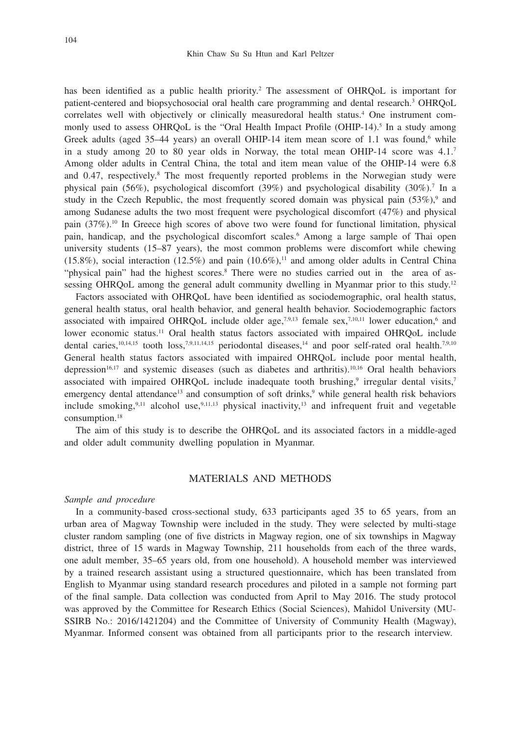has been identified as a public health priority.[2] The assessment of OHRQoL is important for patient-centered and biopsychosocial oral health care programming and dental research.[3] OHRQoL correlates well with objectively or clinically measuredoral health status.[4] One instrument commonly used to assess OHRQoL is the "Oral Health Impact Profile (OHIP-14).[5] In a study among Greek adults (aged 35–44 years) an overall OHIP-14 item mean score of 1.1 was found,[6] while in a study among 20 to 80 year olds in Norway, the total mean OHIP-14 score was 4.1.[7] Among older adults in Central China, the total and item mean value of the OHIP-14 were 6.8 and 0.47, respectively.[8] The most frequently reported problems in the Norwegian study were physical pain (56%), psychological discomfort (39%) and psychological disability (30%).[7] In a study in the Czech Republic, the most frequently scored domain was physical pain (53%),[9] and among Sudanese adults the two most frequent were psychological discomfort (47%) and physical pain (37%).[10] In Greece high scores of above two were found for functional limitation, physical pain, handicap, and the psychological discomfort scales.[6] Among a large sample of Thai open university students (15–87 years), the most common problems were discomfort while chewing (15.8%), social interaction (12.5%) and pain (10.6%),[11] and among older adults in Central China "physical pain" had the highest scores.[8] There were no studies carried out in the area of assessing OHRQoL among the general adult community dwelling in Myanmar prior to this study.[12]

Factors associated with OHRQoL have been identified as sociodemographic, oral health status, general health status, oral health behavior, and general health behavior. Sociodemographic factors associated with impaired OHRQoL include older age,[7,9,13] female sex,[7,10,11] lower education,[6] and lower economic status.[11] Oral health status factors associated with impaired OHRQoL include dental caries,[10,14,15] tooth loss,[7,9,11,14,15] periodontal diseases,[14] and poor self-rated oral health.[7,9,10] General health status factors associated with impaired OHRQoL include poor mental health, depression[16,17] and systemic diseases (such as diabetes and arthritis).[10,16] Oral health behaviors associated with impaired OHRQoL include inadequate tooth brushing,[9] irregular dental visits,[7] emergency dental attendance[13] and consumption of soft drinks,[9] while general health risk behaviors include smoking,[9,11] alcohol use,[9,11,13] physical inactivity,[13] and infrequent fruit and vegetable consumption.[18]

The aim of this study is to describe the OHRQoL and its associated factors in a middle-aged and older adult community dwelling population in Myanmar.

## MATERIALS AND METHODS

### *Sample and procedure*

In a community-based cross-sectional study, 633 participants aged 35 to 65 years, from an urban area of Magway Township were included in the study. They were selected by multi-stage cluster random sampling (one of five districts in Magway region, one of six townships in Magway district, three of 15 wards in Magway Township, 211 households from each of the three wards, one adult member, 35–65 years old, from one household). A household member was interviewed by a trained research assistant using a structured questionnaire, which has been translated from English to Myanmar using standard research procedures and piloted in a sample not forming part of the final sample. Data collection was conducted from April to May 2016. The study protocol was approved by the Committee for Research Ethics (Social Sciences), Mahidol University (MU-SSIRB No.: 2016/1421204) and the Committee of University of Community Health (Magway), Myanmar. Informed consent was obtained from all participants prior to the research interview.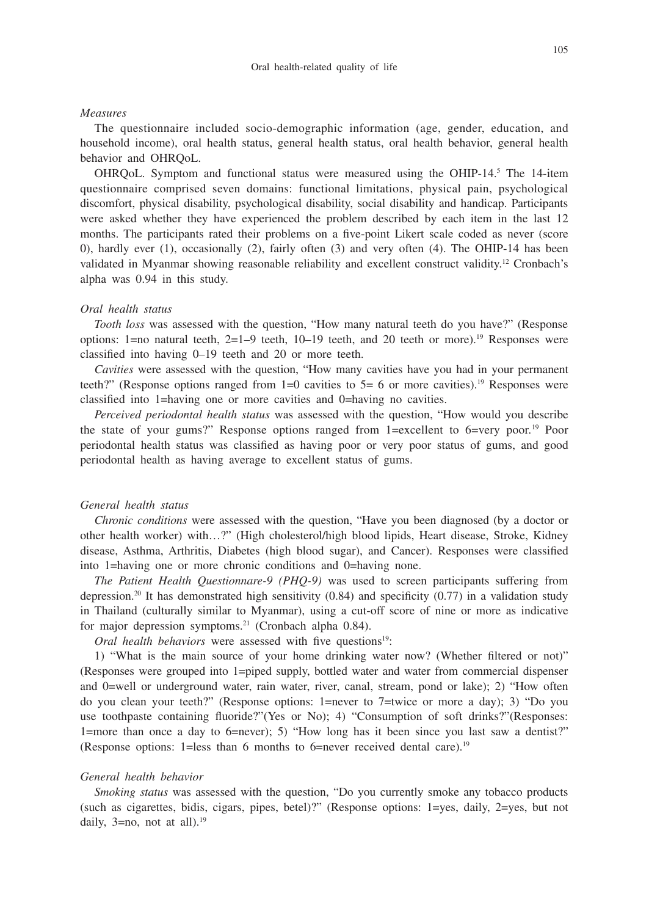*Measures*

The questionnaire included socio-demographic information (age, gender, education, and household income), oral health status, general health status, oral health behavior, general health behavior and OHRQoL.

OHRQoL. Symptom and functional status were measured using the OHIP-14.[5] The 14-item questionnaire comprised seven domains: functional limitations, physical pain, psychological discomfort, physical disability, psychological disability, social disability and handicap. Participants were asked whether they have experienced the problem described by each item in the last 12 months. The participants rated their problems on a five-point Likert scale coded as never (score 0), hardly ever (1), occasionally (2), fairly often (3) and very often (4). The OHIP-14 has been validated in Myanmar showing reasonable reliability and excellent construct validity.[12] Cronbach's alpha was 0.94 in this study.

*Oral health status*

*Tooth loss* was assessed with the question, "How many natural teeth do you have?" (Response options: 1=no natural teeth, 2=1–9 teeth, 10–19 teeth, and 20 teeth or more).[19] Responses were classified into having 0–19 teeth and 20 or more teeth.

*Cavities* were assessed with the question, "How many cavities have you had in your permanent teeth?" (Response options ranged from 1=0 cavities to 5= 6 or more cavities).[19] Responses were classified into 1=having one or more cavities and 0=having no cavities.

*Perceived periodontal health status* was assessed with the question, "How would you describe the state of your gums?" Response options ranged from 1=excellent to 6=very poor.[19] Poor periodontal health status was classified as having poor or very poor status of gums, and good periodontal health as having average to excellent status of gums.

*General health status*

*Chronic conditions* were assessed with the question, "Have you been diagnosed (by a doctor or other health worker) with…?" (High cholesterol/high blood lipids, Heart disease, Stroke, Kidney disease, Asthma, Arthritis, Diabetes (high blood sugar), and Cancer). Responses were classified into 1=having one or more chronic conditions and 0=having none.

*The Patient Health Questionnare-9 (PHQ-9)* was used to screen participants suffering from depression.[20] It has demonstrated high sensitivity (0.84) and specificity (0.77) in a validation study in Thailand (culturally similar to Myanmar), using a cut-off score of nine or more as indicative for major depression symptoms.[21] (Cronbach alpha 0.84).

*Oral health behaviors* were assessed with five questions[19]:

1) "What is the main source of your home drinking water now? (Whether filtered or not)" (Responses were grouped into 1=piped supply, bottled water and water from commercial dispenser and 0=well or underground water, rain water, river, canal, stream, pond or lake); 2) "How often do you clean your teeth?" (Response options: 1=never to 7=twice or more a day); 3) "Do you use toothpaste containing fluoride?"(Yes or No); 4) "Consumption of soft drinks?"(Responses: 1=more than once a day to 6=never); 5) "How long has it been since you last saw a dentist?" (Response options: 1=less than 6 months to 6=never received dental care).[19]

*General health behavior*

*Smoking status* was assessed with the question, "Do you currently smoke any tobacco products (such as cigarettes, bidis, cigars, pipes, betel)?" (Response options: 1=yes, daily, 2=yes, but not daily, 3=no, not at all).[19]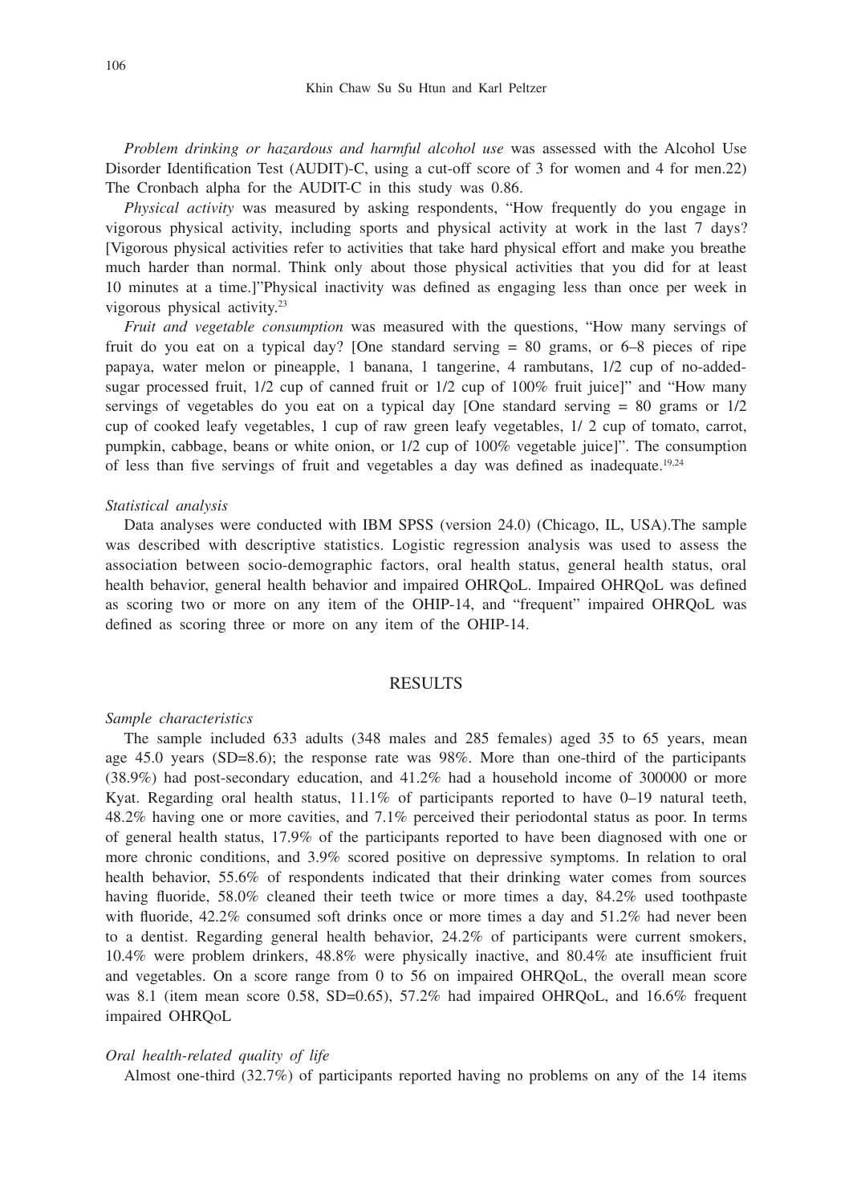*Problem drinking or hazardous and harmful alcohol use* was assessed with the Alcohol Use Disorder Identification Test (AUDIT)-C, using a cut-off score of 3 for women and 4 for men.22) The Cronbach alpha for the AUDIT-C in this study was 0.86.

*Physical activity* was measured by asking respondents, "How frequently do you engage in vigorous physical activity, including sports and physical activity at work in the last 7 days? [Vigorous physical activities refer to activities that take hard physical effort and make you breathe much harder than normal. Think only about those physical activities that you did for at least 10 minutes at a time.]"Physical inactivity was defined as engaging less than once per week in vigorous physical activity.[23]

*Fruit and vegetable consumption* was measured with the questions, "How many servings of fruit do you eat on a typical day? [One standard serving = 80 grams, or 6–8 pieces of ripe papaya, water melon or pineapple, 1 banana, 1 tangerine, 4 rambutans, 1/2 cup of no-added-sugar processed fruit, 1/2 cup of canned fruit or 1/2 cup of 100% fruit juice]" and "How many servings of vegetables do you eat on a typical day [One standard serving = 80 grams or 1/2 cup of cooked leafy vegetables, 1 cup of raw green leafy vegetables, 1/ 2 cup of tomato, carrot, pumpkin, cabbage, beans or white onion, or 1/2 cup of 100% vegetable juice]". The consumption of less than five servings of fruit and vegetables a day was defined as inadequate.[19,24]

*Statistical analysis*

Data analyses were conducted with IBM SPSS (version 24.0) (Chicago, IL, USA).The sample was described with descriptive statistics. Logistic regression analysis was used to assess the association between socio-demographic factors, oral health status, general health status, oral health behavior, general health behavior and impaired OHRQoL. Impaired OHRQoL was defined as scoring two or more on any item of the OHIP-14, and "frequent" impaired OHRQoL was defined as scoring three or more on any item of the OHIP-14.

## RESULTS

*Sample characteristics*

The sample included 633 adults (348 males and 285 females) aged 35 to 65 years, mean age 45.0 years (SD=8.6); the response rate was 98%. More than one-third of the participants (38.9%) had post-secondary education, and 41.2% had a household income of 300000 or more Kyat. Regarding oral health status, 11.1% of participants reported to have 0–19 natural teeth, 48.2% having one or more cavities, and 7.1% perceived their periodontal status as poor. In terms of general health status, 17.9% of the participants reported to have been diagnosed with one or more chronic conditions, and 3.9% scored positive on depressive symptoms. In relation to oral health behavior, 55.6% of respondents indicated that their drinking water comes from sources having fluoride, 58.0% cleaned their teeth twice or more times a day, 84.2% used toothpaste with fluoride, 42.2% consumed soft drinks once or more times a day and 51.2% had never been to a dentist. Regarding general health behavior, 24.2% of participants were current smokers, 10.4% were problem drinkers, 48.8% were physically inactive, and 80.4% ate insufficient fruit and vegetables. On a score range from 0 to 56 on impaired OHRQoL, the overall mean score was 8.1 (item mean score 0.58, SD=0.65), 57.2% had impaired OHRQoL, and 16.6% frequent impaired OHRQoL

*Oral health-related quality of life*

Almost one-third (32.7%) of participants reported having no problems on any of the 14 items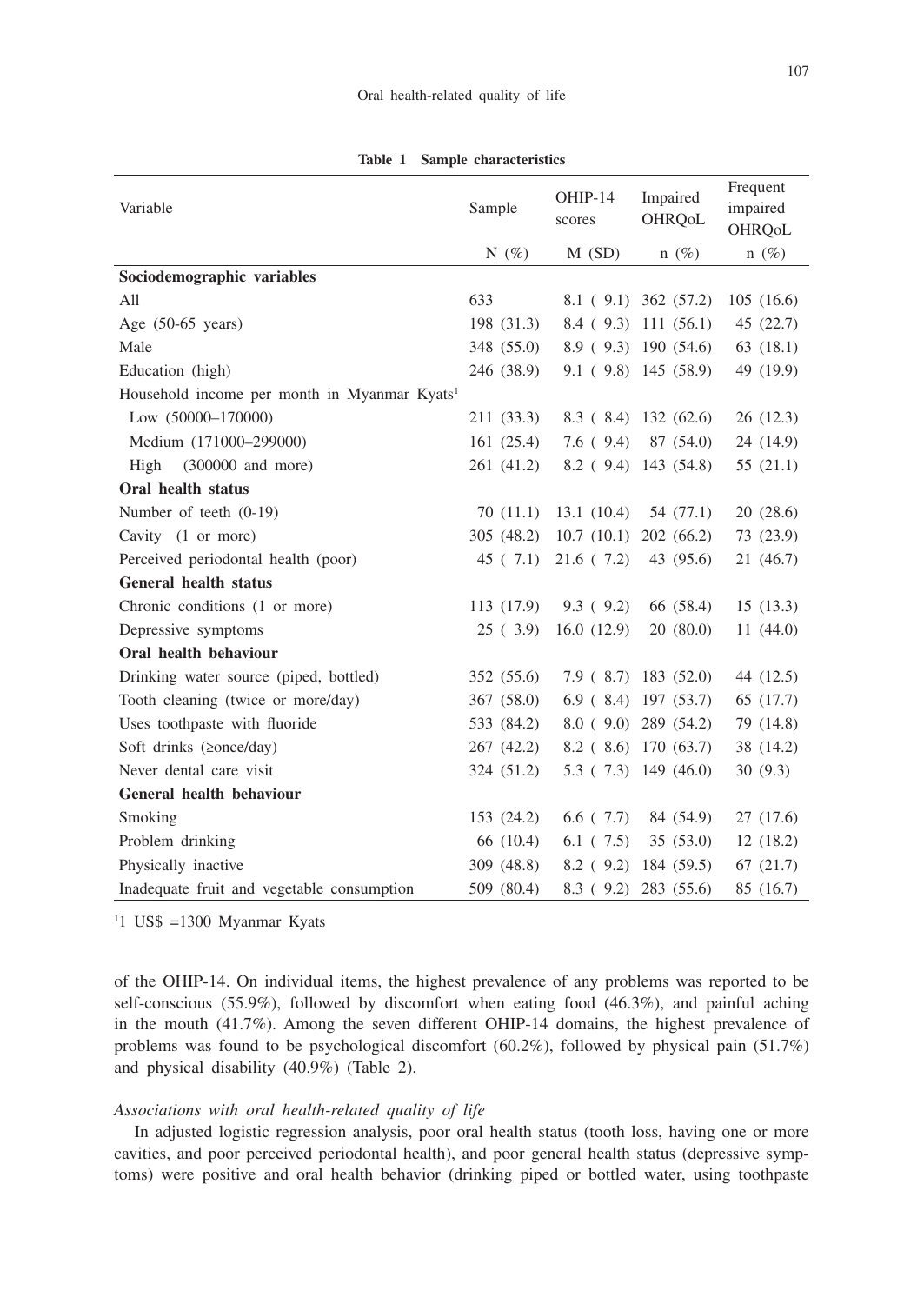**Table 1 Sample characteristics**

| Variable | Sample | OHIP-14 scores | Impaired OHRQoL | Frequent impaired OHRQoL |
|---|---|---|---|---|
| | N (%) | M (SD) | n (%) | n (%) |
| **Sociodemographic variables** | | | | |
| All | 633 | 8.1 ( 9.1) | 362 (57.2) | 105 (16.6) |
| Age (50-65 years) | 198 (31.3) | 8.4 ( 9.3) | 111 (56.1) | 45 (22.7) |
| Male | 348 (55.0) | 8.9 ( 9.3) | 190 (54.6) | 63 (18.1) |
| Education (high) | 246 (38.9) | 9.1 ( 9.8) | 145 (58.9) | 49 (19.9) |
| Household income per month in Myanmar Kyats[1] | | | | |
| Low (50000–170000) | 211 (33.3) | 8.3 ( 8.4) | 132 (62.6) | 26 (12.3) |
| Medium (171000–299000) | 161 (25.4) | 7.6 ( 9.4) | 87 (54.0) | 24 (14.9) |
| High (300000 and more) | 261 (41.2) | 8.2 ( 9.4) | 143 (54.8) | 55 (21.1) |
| **Oral health status** | | | | |
| Number of teeth (0-19) | 70 (11.1) | 13.1 (10.4) | 54 (77.1) | 20 (28.6) |
| Cavity (1 or more) | 305 (48.2) | 10.7 (10.1) | 202 (66.2) | 73 (23.9) |
| Perceived periodontal health (poor) | 45 ( 7.1) | 21.6 ( 7.2) | 43 (95.6) | 21 (46.7) |
| **General health status** | | | | |
| Chronic conditions (1 or more) | 113 (17.9) | 9.3 ( 9.2) | 66 (58.4) | 15 (13.3) |
| Depressive symptoms | 25 ( 3.9) | 16.0 (12.9) | 20 (80.0) | 11 (44.0) |
| **Oral health behaviour** | | | | |
| Drinking water source (piped, bottled) | 352 (55.6) | 7.9 ( 8.7) | 183 (52.0) | 44 (12.5) |
| Tooth cleaning (twice or more/day) | 367 (58.0) | 6.9 ( 8.4) | 197 (53.7) | 65 (17.7) |
| Uses toothpaste with fluoride | 533 (84.2) | 8.0 ( 9.0) | 289 (54.2) | 79 (14.8) |
| Soft drinks (≥once/day) | 267 (42.2) | 8.2 ( 8.6) | 170 (63.7) | 38 (14.2) |
| Never dental care visit | 324 (51.2) | 5.3 ( 7.3) | 149 (46.0) | 30 (9.3) |
| **General health behaviour** | | | | |
| Smoking | 153 (24.2) | 6.6 ( 7.7) | 84 (54.9) | 27 (17.6) |
| Problem drinking | 66 (10.4) | 6.1 ( 7.5) | 35 (53.0) | 12 (18.2) |
| Physically inactive | 309 (48.8) | 8.2 ( 9.2) | 184 (59.5) | 67 (21.7) |
| Inadequate fruit and vegetable consumption | 509 (80.4) | 8.3 ( 9.2) | 283 (55.6) | 85 (16.7) |

[1]1 US$ =1300 Myanmar Kyats

of the OHIP-14. On individual items, the highest prevalence of any problems was reported to be self-conscious (55.9%), followed by discomfort when eating food (46.3%), and painful aching in the mouth (41.7%). Among the seven different OHIP-14 domains, the highest prevalence of problems was found to be psychological discomfort (60.2%), followed by physical pain (51.7%) and physical disability (40.9%) (Table 2).

*Associations with oral health-related quality of life*

In adjusted logistic regression analysis, poor oral health status (tooth loss, having one or more cavities, and poor perceived periodontal health), and poor general health status (depressive symptoms) were positive and oral health behavior (drinking piped or bottled water, using toothpaste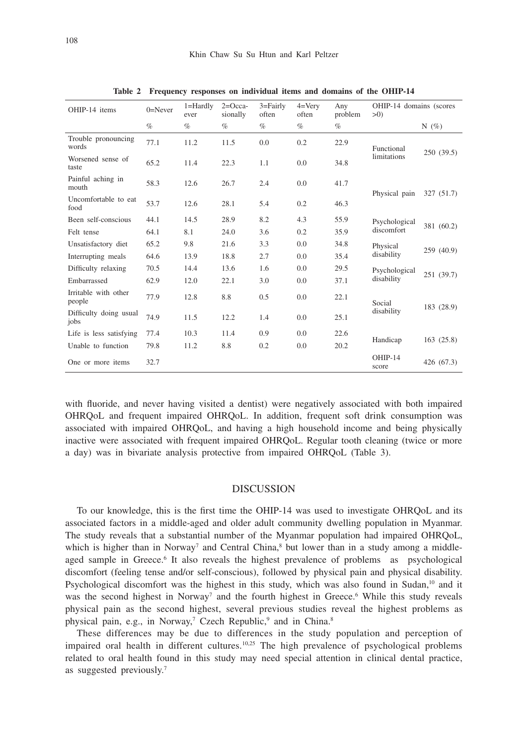**Table 2 Frequency responses on individual items and domains of the OHIP-14**

| OHIP-14 items | 0=Never | 1=Hardly ever | 2=Occa-sionally | 3=Fairly often | 4=Very often | Any problem | OHIP-14 domains (scores >0) | |
|---|---|---|---|---|---|---|---|---|
| | % | % | % | % | % | % | | N (%) |
| Trouble pronouncing words | 77.1 | 11.2 | 11.5 | 0.0 | 0.2 | 22.9 | Functional limitations | 250 (39.5) |
| Worsened sense of taste | 65.2 | 11.4 | 22.3 | 1.1 | 0.0 | 34.8 | | |
| Painful aching in mouth | 58.3 | 12.6 | 26.7 | 2.4 | 0.0 | 41.7 | Physical pain | 327 (51.7) |
| Uncomfortable to eat food | 53.7 | 12.6 | 28.1 | 5.4 | 0.2 | 46.3 | | |
| Been self-conscious | 44.1 | 14.5 | 28.9 | 8.2 | 4.3 | 55.9 | Psychological discomfort | 381 (60.2) |
| Felt tense | 64.1 | 8.1 | 24.0 | 3.6 | 0.2 | 35.9 | | |
| Unsatisfactory diet | 65.2 | 9.8 | 21.6 | 3.3 | 0.0 | 34.8 | Physical disability | 259 (40.9) |
| Interrupting meals | 64.6 | 13.9 | 18.8 | 2.7 | 0.0 | 35.4 | | |
| Difficulty relaxing | 70.5 | 14.4 | 13.6 | 1.6 | 0.0 | 29.5 | Psychological disability | 251 (39.7) |
| Embarrassed | 62.9 | 12.0 | 22.1 | 3.0 | 0.0 | 37.1 | | |
| Irritable with other people | 77.9 | 12.8 | 8.8 | 0.5 | 0.0 | 22.1 | Social disability | 183 (28.9) |
| Difficulty doing usual jobs | 74.9 | 11.5 | 12.2 | 1.4 | 0.0 | 25.1 | | |
| Life is less satisfying | 77.4 | 10.3 | 11.4 | 0.9 | 0.0 | 22.6 | Handicap | 163 (25.8) |
| Unable to function | 79.8 | 11.2 | 8.8 | 0.2 | 0.0 | 20.2 | | |
| One or more items | 32.7 | | | | | | OHIP-14 score | 426 (67.3) |

with fluoride, and never having visited a dentist) were negatively associated with both impaired OHRQoL and frequent impaired OHRQoL. In addition, frequent soft drink consumption was associated with impaired OHRQoL, and having a high household income and being physically inactive were associated with frequent impaired OHRQoL. Regular tooth cleaning (twice or more a day) was in bivariate analysis protective from impaired OHRQoL (Table 3).

## DISCUSSION

To our knowledge, this is the first time the OHIP-14 was used to investigate OHRQoL and its associated factors in a middle-aged and older adult community dwelling population in Myanmar. The study reveals that a substantial number of the Myanmar population had impaired OHRQoL, which is higher than in Norway[7] and Central China,[8] but lower than in a study among a middle-aged sample in Greece.[6] It also reveals the highest prevalence of problems as psychological discomfort (feeling tense and/or self-conscious), followed by physical pain and physical disability. Psychological discomfort was the highest in this study, which was also found in Sudan,[10] and it was the second highest in Norway[7] and the fourth highest in Greece.[6] While this study reveals physical pain as the second highest, several previous studies reveal the highest problems as physical pain, e.g., in Norway,[7] Czech Republic,[9] and in China.[8]

These differences may be due to differences in the study population and perception of impaired oral health in different cultures.[10,25] The high prevalence of psychological problems related to oral health found in this study may need special attention in clinical dental practice, as suggested previously.[7]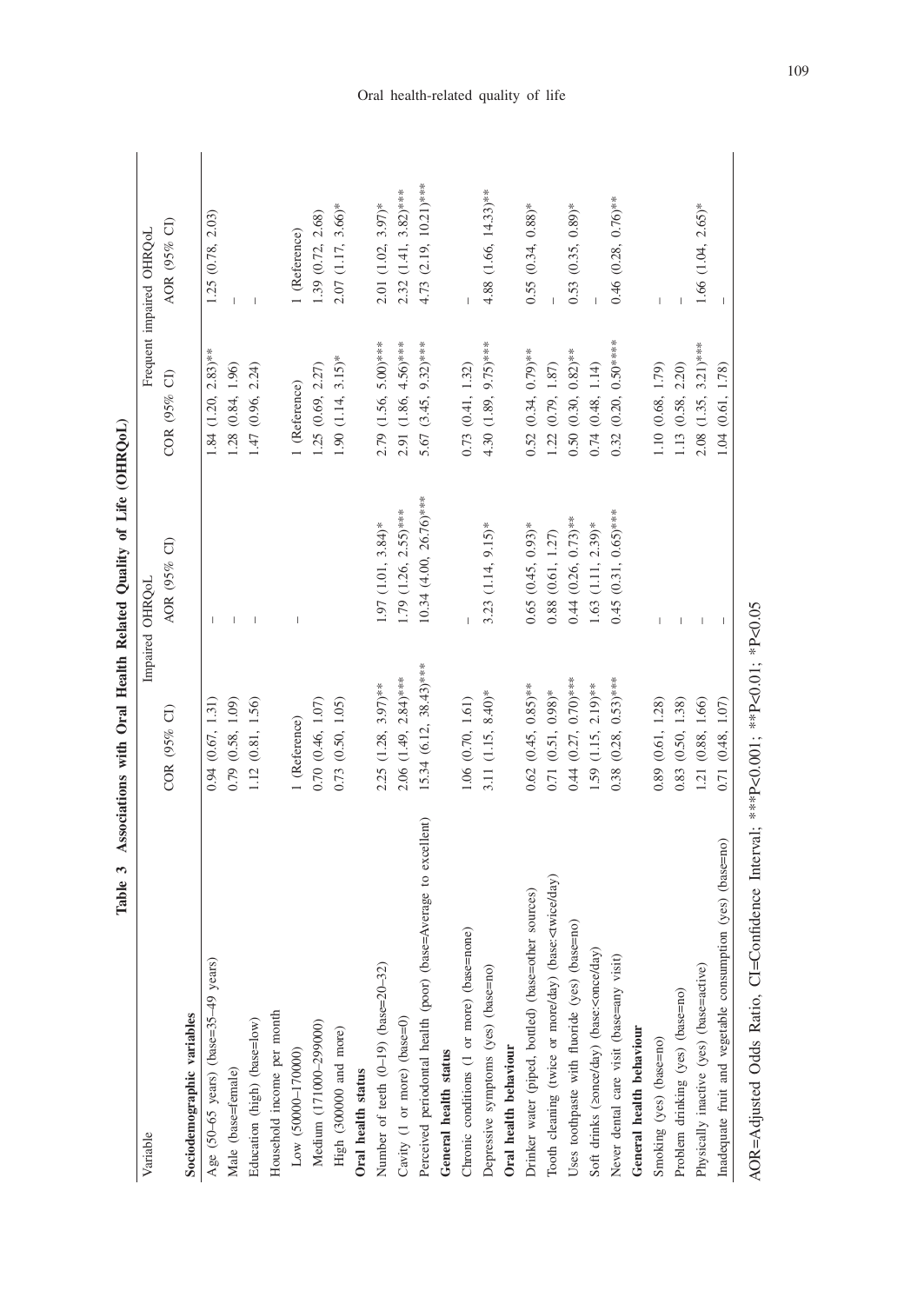**Table 3 Associations with Oral Health Related Quality of Life (OHRQoL)**

| Variable | Impaired OHRQoL | | Frequent impaired OHRQoL | |
|---|---|---|---|---|
| | COR (95% CI) | AOR (95% CI) | COR (95% CI) | AOR (95% CI) |
| **Sociodemographic variables** | | | | |
| Age (50–65 years) (base=35–49 years) | 0.94 (0.67, 1.31) | – | 1.84 (1.20, 2.83)** | 1.25 (0.78, 2.03) |
| Male (base=female) | 0.79 (0.58, 1.09) | – | 1.28 (0.84, 1.96) | – |
| Education (high) (base=low) | 1.12 (0.81, 1.56) | – | 1.47 (0.96, 2.24) | – |
| Household income per month | | | | |
| Low (50000–170000) | 1 (Reference) | – | 1 (Reference) | 1 (Reference) |
| Medium (171000–299000) | 0.70 (0.46, 1.07) | | 1.25 (0.69, 2.27) | 1.39 (0.72, 2.68) |
| High (300000 and more) | 0.73 (0.50, 1.05) | | 1.90 (1.14, 3.15)* | 2.07 (1.17, 3.66)* |
| **Oral health status** | | | | |
| Number of teeth (0–19) (base=20–32) | 2.25 (1.28, 3.97)** | 1.97 (1.01, 3.84)* | 2.79 (1.56, 5.00)*** | 2.01 (1.02, 3.97)* |
| Cavity (1 or more) (base=0) | 2.06 (1.49, 2.84)*** | 1.79 (1.26, 2.55)*** | 2.91 (1.86, 4.56)*** | 2.32 (1.41, 3.82)*** |
| Perceived periodontal health (poor) (base=Average to excellent) | 15.34 (6.12, 38.43)*** | 10.34 (4.00, 26.76)*** | 5.67 (3.45, 9.32)*** | 4.73 (2.19, 10.21)*** |
| **General health status** | | | | |
| Chronic conditions (1 or more) (base=none) | 1.06 (0.70, 1.61) | – | 0.73 (0.41, 1.32) | – |
| Depressive symptoms (yes) (base=no) | 3.11 (1.15, 8.40)* | 3.23 (1.14, 9.15)* | 4.30 (1.89, 9.75)*** | 4.88 (1.66, 14.33)** |
| **Oral health behaviour** | | | | |
| Drinker water (piped, bottled) (base=other sources) | 0.62 (0.45, 0.85)** | 0.65 (0.45, 0.93)* | 0.52 (0.34, 0.79)** | 0.55 (0.34, 0.88)* |
| Tooth cleaning (twice or more/day) (base:<twice/day) | 0.71 (0.51, 0.98)* | 0.88 (0.61, 1.27) | 1.22 (0.79, 1.87) | – |
| Uses toothpaste with fluoride (yes) (base=no) | 0.44 (0.27, 0.70)*** | 0.44 (0.26, 0.73)** | 0.50 (0.30, 0.82)** | 0.53 (0.35, 0.89)* |
| Soft drinks (≥once/day) (base:<once/day) | 1.59 (1.15, 2.19)** | 1.63 (1.11, 2.39)* | 0.74 (0.48, 1.14) | – |
| Never dental care visit (base=any visit) | 0.38 (0.28, 0.53)*** | 0.45 (0.31, 0.65)*** | 0.32 (0.20, 0.50)**** | 0.46 (0.28, 0.76)** |
| **General health behaviour** | | | | |
| Smoking (yes) (base=no) | 0.89 (0.61, 1.28) | – | 1.10 (0.68, 1.79) | – |
| Problem drinking (yes) (base=no) | 0.83 (0.50, 1.38) | – | 1.13 (0.58, 2.20) | – |
| Physically inactive (yes) (base=active) | 1.21 (0.88, 1.66) | – | 2.08 (1.35, 3.21)*** | 1.66 (1.04, 2.65)* |
| Inadequate fruit and vegetable consumption (yes) (base=no) | 0.71 (0.48, 1.07) | – | 1.04 (0.61, 1.78) | – |

AOR=Adjusted Odds Ratio, CI=Confidence Interval; ***P<0.001; **P<0.01; *P<0.05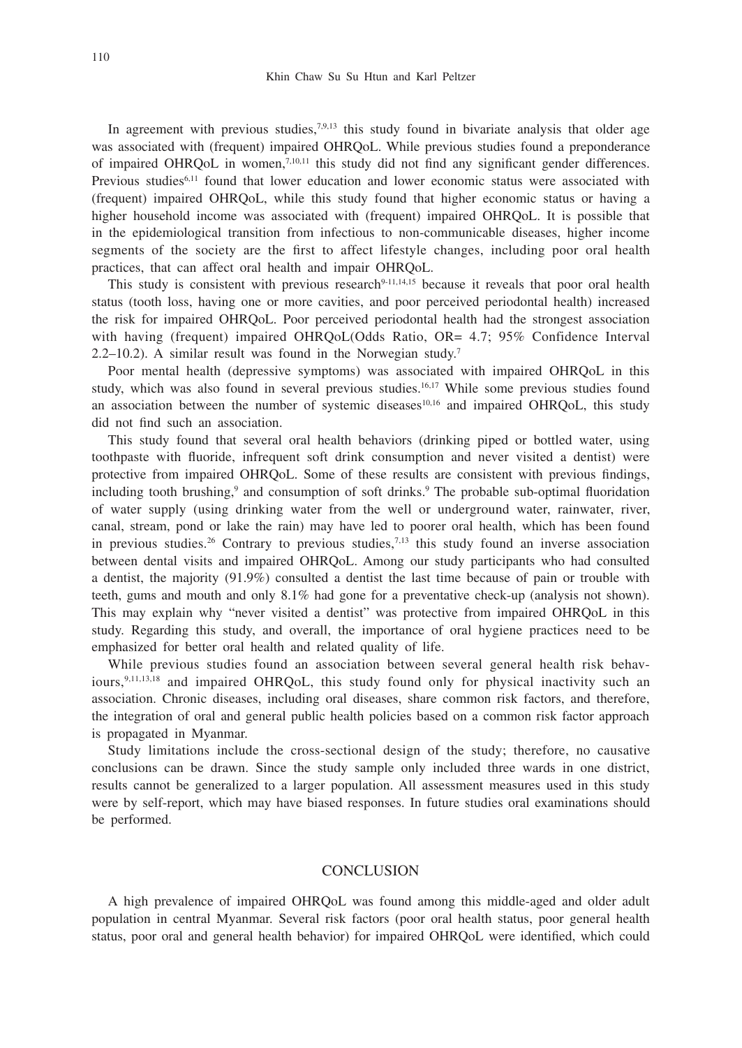In agreement with previous studies,[7,9,13] this study found in bivariate analysis that older age was associated with (frequent) impaired OHRQoL. While previous studies found a preponderance of impaired OHRQoL in women,[7,10,11] this study did not find any significant gender differences. Previous studies[6,11] found that lower education and lower economic status were associated with (frequent) impaired OHRQoL, while this study found that higher economic status or having a higher household income was associated with (frequent) impaired OHRQoL. It is possible that in the epidemiological transition from infectious to non-communicable diseases, higher income segments of the society are the first to affect lifestyle changes, including poor oral health practices, that can affect oral health and impair OHRQoL.

This study is consistent with previous research[9-11,14,15] because it reveals that poor oral health status (tooth loss, having one or more cavities, and poor perceived periodontal health) increased the risk for impaired OHRQoL. Poor perceived periodontal health had the strongest association with having (frequent) impaired OHRQoL(Odds Ratio, OR= 4.7; 95% Confidence Interval 2.2–10.2). A similar result was found in the Norwegian study.[7]

Poor mental health (depressive symptoms) was associated with impaired OHRQoL in this study, which was also found in several previous studies.[16,17] While some previous studies found an association between the number of systemic diseases[10,16] and impaired OHRQoL, this study did not find such an association.

This study found that several oral health behaviors (drinking piped or bottled water, using toothpaste with fluoride, infrequent soft drink consumption and never visited a dentist) were protective from impaired OHRQoL. Some of these results are consistent with previous findings, including tooth brushing,[9] and consumption of soft drinks.[9] The probable sub-optimal fluoridation of water supply (using drinking water from the well or underground water, rainwater, river, canal, stream, pond or lake the rain) may have led to poorer oral health, which has been found in previous studies.[26] Contrary to previous studies,[7,13] this study found an inverse association between dental visits and impaired OHRQoL. Among our study participants who had consulted a dentist, the majority (91.9%) consulted a dentist the last time because of pain or trouble with teeth, gums and mouth and only 8.1% had gone for a preventative check-up (analysis not shown). This may explain why "never visited a dentist" was protective from impaired OHRQoL in this study. Regarding this study, and overall, the importance of oral hygiene practices need to be emphasized for better oral health and related quality of life.

While previous studies found an association between several general health risk behaviours,[9,11,13,18] and impaired OHRQoL, this study found only for physical inactivity such an association. Chronic diseases, including oral diseases, share common risk factors, and therefore, the integration of oral and general public health policies based on a common risk factor approach is propagated in Myanmar.

Study limitations include the cross-sectional design of the study; therefore, no causative conclusions can be drawn. Since the study sample only included three wards in one district, results cannot be generalized to a larger population. All assessment measures used in this study were by self-report, which may have biased responses. In future studies oral examinations should be performed.

## CONCLUSION

A high prevalence of impaired OHRQoL was found among this middle-aged and older adult population in central Myanmar. Several risk factors (poor oral health status, poor general health status, poor oral and general health behavior) for impaired OHRQoL were identified, which could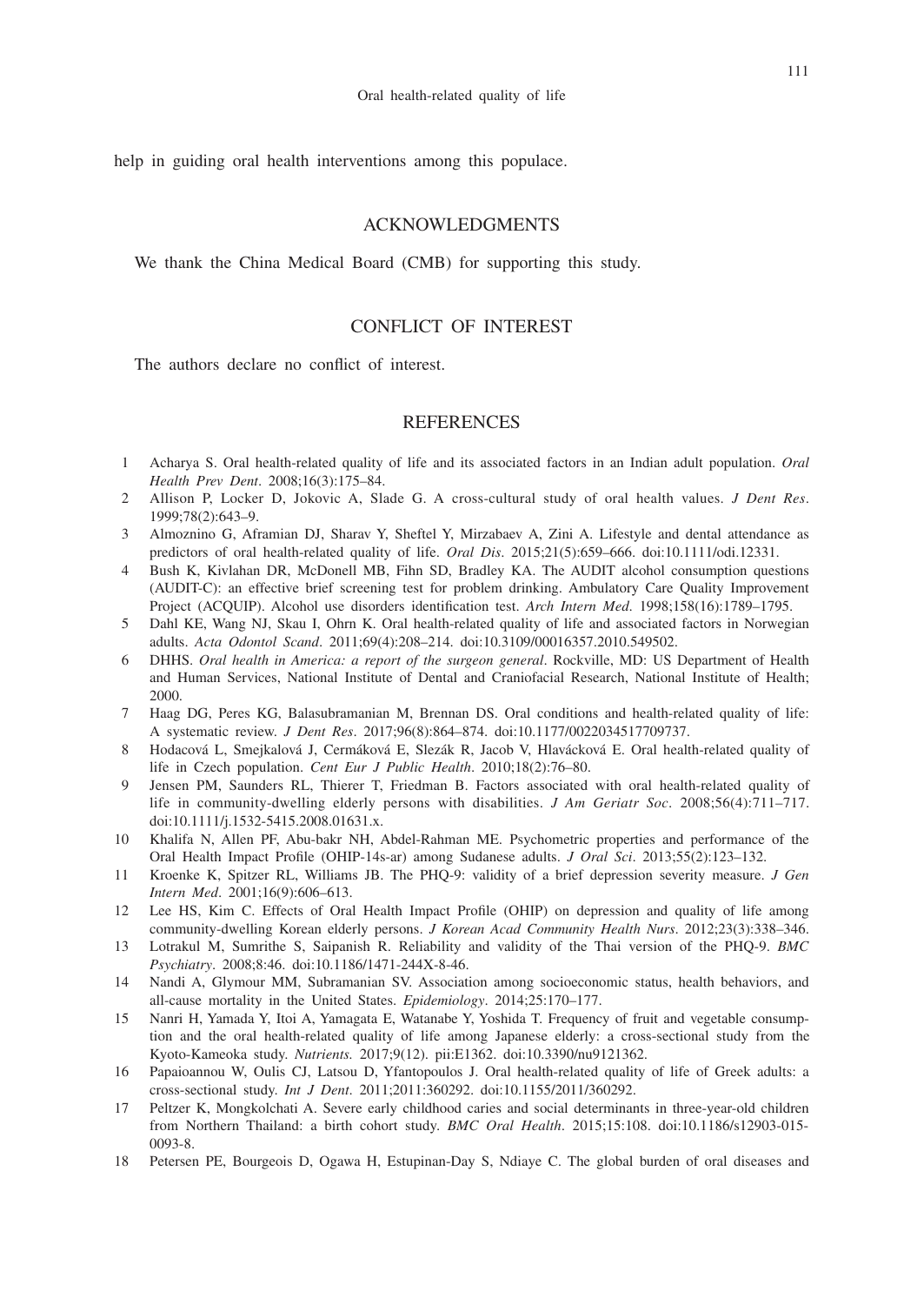help in guiding oral health interventions among this populace.

## ACKNOWLEDGMENTS

We thank the China Medical Board (CMB) for supporting this study.

## CONFLICT OF INTEREST

The authors declare no conflict of interest.

## REFERENCES

1. Acharya S. Oral health-related quality of life and its associated factors in an Indian adult population. *Oral Health Prev Dent*. 2008;16(3):175–84.
2. Allison P, Locker D, Jokovic A, Slade G. A cross-cultural study of oral health values. *J Dent Res*. 1999;78(2):643–9.
3. Almoznino G, Aframian DJ, Sharav Y, Sheftel Y, Mirzabaev A, Zini A. Lifestyle and dental attendance as predictors of oral health-related quality of life. *Oral Dis*. 2015;21(5):659–666. doi:10.1111/odi.12331.
4. Bush K, Kivlahan DR, McDonell MB, Fihn SD, Bradley KA. The AUDIT alcohol consumption questions (AUDIT-C): an effective brief screening test for problem drinking. Ambulatory Care Quality Improvement Project (ACQUIP). Alcohol use disorders identification test. *Arch Intern Med*. 1998;158(16):1789–1795.
5. Dahl KE, Wang NJ, Skau I, Ohrn K. Oral health-related quality of life and associated factors in Norwegian adults. *Acta Odontol Scand*. 2011;69(4):208–214. doi:10.3109/00016357.2010.549502.
6. DHHS. *Oral health in America: a report of the surgeon general*. Rockville, MD: US Department of Health and Human Services, National Institute of Dental and Craniofacial Research, National Institute of Health; 2000.
7. Haag DG, Peres KG, Balasubramanian M, Brennan DS. Oral conditions and health-related quality of life: A systematic review. *J Dent Res*. 2017;96(8):864–874. doi:10.1177/0022034517709737.
8. Hodacová L, Smejkalová J, Cermáková E, Slezák R, Jacob V, Hlavácková E. Oral health-related quality of life in Czech population. *Cent Eur J Public Health*. 2010;18(2):76–80.
9. Jensen PM, Saunders RL, Thierer T, Friedman B. Factors associated with oral health-related quality of life in community-dwelling elderly persons with disabilities. *J Am Geriatr Soc*. 2008;56(4):711–717. doi:10.1111/j.1532-5415.2008.01631.x.
10. Khalifa N, Allen PF, Abu-bakr NH, Abdel-Rahman ME. Psychometric properties and performance of the Oral Health Impact Profile (OHIP-14s-ar) among Sudanese adults. *J Oral Sci*. 2013;55(2):123–132.
11. Kroenke K, Spitzer RL, Williams JB. The PHQ-9: validity of a brief depression severity measure. *J Gen Intern Med*. 2001;16(9):606–613.
12. Lee HS, Kim C. Effects of Oral Health Impact Profile (OHIP) on depression and quality of life among community-dwelling Korean elderly persons. *J Korean Acad Community Health Nurs*. 2012;23(3):338–346.
13. Lotrakul M, Sumrithe S, Saipanish R. Reliability and validity of the Thai version of the PHQ-9. *BMC Psychiatry*. 2008;8:46. doi:10.1186/1471-244X-8-46.
14. Nandi A, Glymour MM, Subramanian SV. Association among socioeconomic status, health behaviors, and all-cause mortality in the United States. *Epidemiology*. 2014;25:170–177.
15. Nanri H, Yamada Y, Itoi A, Yamagata E, Watanabe Y, Yoshida T. Frequency of fruit and vegetable consumption and the oral health-related quality of life among Japanese elderly: a cross-sectional study from the Kyoto-Kameoka study. *Nutrients*. 2017;9(12). pii:E1362. doi:10.3390/nu9121362.
16. Papaioannou W, Oulis CJ, Latsou D, Yfantopoulos J. Oral health-related quality of life of Greek adults: a cross-sectional study. *Int J Dent*. 2011;2011:360292. doi:10.1155/2011/360292.
17. Peltzer K, Mongkolchati A. Severe early childhood caries and social determinants in three-year-old children from Northern Thailand: a birth cohort study. *BMC Oral Health*. 2015;15:108. doi:10.1186/s12903-015-0093-8.
18. Petersen PE, Bourgeois D, Ogawa H, Estupinan-Day S, Ndiaye C. The global burden of oral diseases and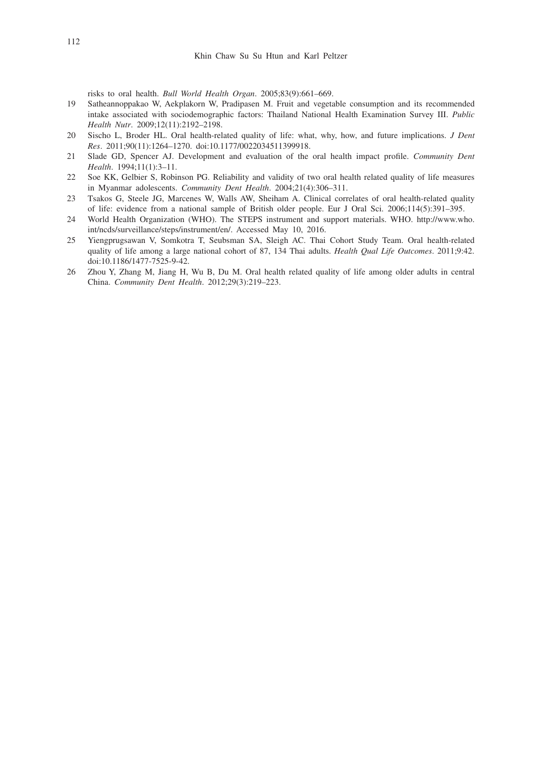risks to oral health. *Bull World Health Organ*. 2005;83(9):661–669.

19 Satheannoppakao W, Aekplakorn W, Pradipasen M. Fruit and vegetable consumption and its recommended intake associated with sociodemographic factors: Thailand National Health Examination Survey III. *Public Health Nutr*. 2009;12(11):2192–2198.

20 Sischo L, Broder HL. Oral health-related quality of life: what, why, how, and future implications. *J Dent Res*. 2011;90(11):1264–1270. doi:10.1177/0022034511399918.

21 Slade GD, Spencer AJ. Development and evaluation of the oral health impact profile. *Community Dent Health*. 1994;11(1):3–11.

22 Soe KK, Gelbier S, Robinson PG. Reliability and validity of two oral health related quality of life measures in Myanmar adolescents. *Community Dent Health*. 2004;21(4):306–311.

23 Tsakos G, Steele JG, Marcenes W, Walls AW, Sheiham A. Clinical correlates of oral health-related quality of life: evidence from a national sample of British older people. Eur J Oral Sci. 2006;114(5):391–395.

24 World Health Organization (WHO). The STEPS instrument and support materials. WHO. http://www.who.int/ncds/surveillance/steps/instrument/en/. Accessed May 10, 2016.

25 Yiengprugsawan V, Somkotra T, Seubsman SA, Sleigh AC. Thai Cohort Study Team. Oral health-related quality of life among a large national cohort of 87, 134 Thai adults. *Health Qual Life Outcomes*. 2011;9:42. doi:10.1186/1477-7525-9-42.

26 Zhou Y, Zhang M, Jiang H, Wu B, Du M. Oral health related quality of life among older adults in central China. *Community Dent Health*. 2012;29(3):219–223.